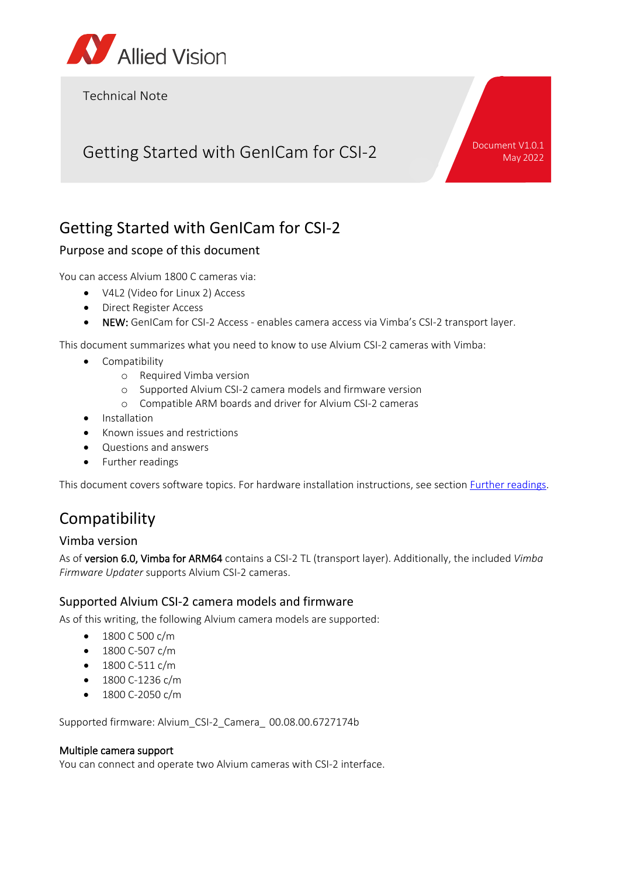Allied Vision

Technical Note

Getting Started with GenICam for CSI-2

Document V1.0.1
May 2022

# Getting Started with GenICam for CSI-2

## Purpose and scope of this document

You can access Alvium 1800 C cameras via:

- V4L2 (Video for Linux 2) Access
- Direct Register Access
- **NEW:** GenICam for CSI-2 Access - enables camera access via Vimba's CSI-2 transport layer.

This document summarizes what you need to know to use Alvium CSI-2 cameras with Vimba:

- Compatibility
  - Required Vimba version
  - Supported Alvium CSI-2 camera models and firmware version
  - Compatible ARM boards and driver for Alvium CSI-2 cameras
- Installation
- Known issues and restrictions
- Questions and answers
- Further readings

This document covers software topics. For hardware installation instructions, see section [Further readings](#further-readings).

# Compatibility

## Vimba version

As of **version 6.0, Vimba for ARM64** contains a CSI-2 TL (transport layer). Additionally, the included *Vimba Firmware Updater* supports Alvium CSI-2 cameras.

## Supported Alvium CSI-2 camera models and firmware

As of this writing, the following Alvium camera models are supported:

- 1800 C 500 c/m
- 1800 C-507 c/m
- 1800 C-511 c/m
- 1800 C-1236 c/m
- 1800 C-2050 c/m

Supported firmware: Alvium_CSI-2_Camera_ 00.08.00.6727174b

**Multiple camera support**

You can connect and operate two Alvium cameras with CSI-2 interface.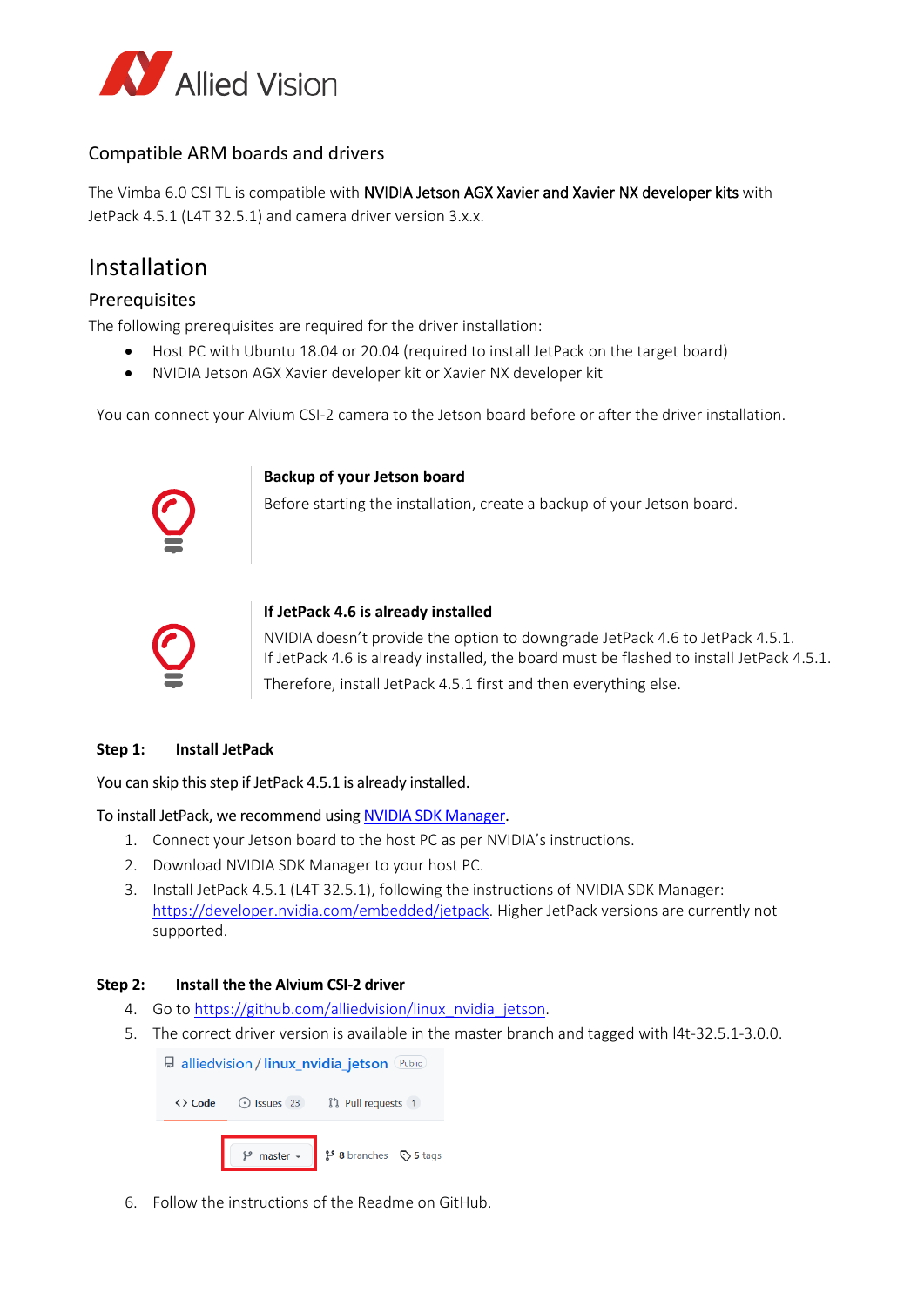## Compatible ARM boards and drivers

The Vimba 6.0 CSI TL is compatible with **NVIDIA Jetson AGX Xavier and Xavier NX developer kits** with JetPack 4.5.1 (L4T 32.5.1) and camera driver version 3.x.x.

# Installation

## Prerequisites

The following prerequisites are required for the driver installation:

- Host PC with Ubuntu 18.04 or 20.04 (required to install JetPack on the target board)
- NVIDIA Jetson AGX Xavier developer kit or Xavier NX developer kit

You can connect your Alvium CSI-2 camera to the Jetson board before or after the driver installation.

**Backup of your Jetson board**

Before starting the installation, create a backup of your Jetson board.

**If JetPack 4.6 is already installed**

NVIDIA doesn't provide the option to downgrade JetPack 4.6 to JetPack 4.5.1.
If JetPack 4.6 is already installed, the board must be flashed to install JetPack 4.5.1.

Therefore, install JetPack 4.5.1 first and then everything else.

**Step 1: Install JetPack**

You can skip this step if JetPack 4.5.1 is already installed.

To install JetPack, we recommend using [NVIDIA SDK Manager](https://developer.nvidia.com/embedded/jetpack).

1. Connect your Jetson board to the host PC as per NVIDIA's instructions.
2. Download NVIDIA SDK Manager to your host PC.
3. Install JetPack 4.5.1 (L4T 32.5.1), following the instructions of NVIDIA SDK Manager: https://developer.nvidia.com/embedded/jetpack. Higher JetPack versions are currently not supported.

**Step 2: Install the the Alvium CSI-2 driver**

4. Go to https://github.com/alliedvision/linux_nvidia_jetson.
5. The correct driver version is available in the master branch and tagged with l4t-32.5.1-3.0.0.

alliedvision / linux_nvidia_jetson Public

Code | Issues 23 | Pull requests 1

master | 8 branches | 5 tags

6. Follow the instructions of the Readme on GitHub.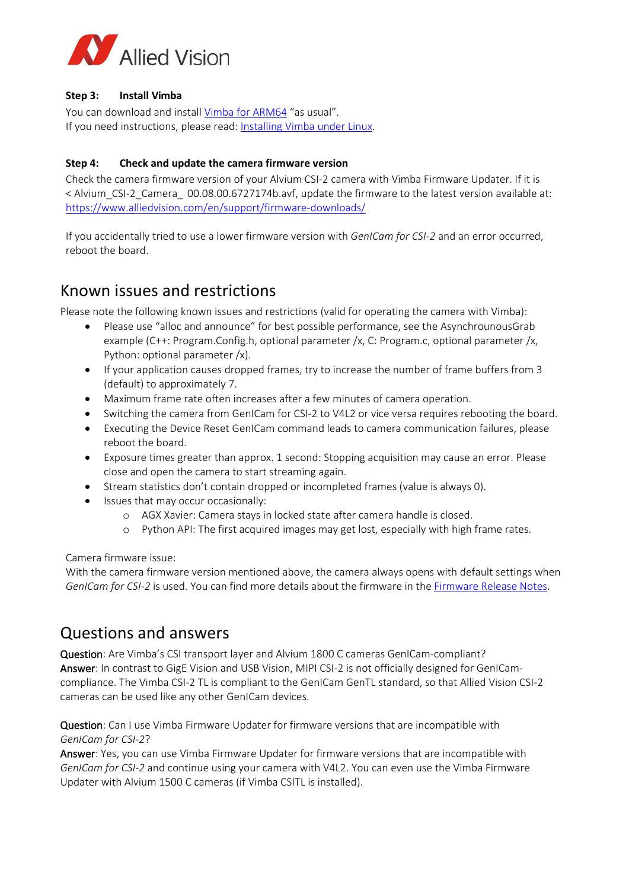**Step 3: Install Vimba**

You can download and install [Vimba for ARM64](#) "as usual".
If you need instructions, please read: [Installing Vimba under Linux](#).

**Step 4: Check and update the camera firmware version**

Check the camera firmware version of your Alvium CSI-2 camera with Vimba Firmware Updater. If it is < Alvium_CSI-2_Camera_ 00.08.00.6727174b.avf, update the firmware to the latest version available at: https://www.alliedvision.com/en/support/firmware-downloads/

If you accidentally tried to use a lower firmware version with *GenICam for CSI-2* and an error occurred, reboot the board.

## Known issues and restrictions

Please note the following known issues and restrictions (valid for operating the camera with Vimba):

- Please use "alloc and announce" for best possible performance, see the AsynchrounousGrab example (C++: Program.Config.h, optional parameter /x, C: Program.c, optional parameter /x, Python: optional parameter /x).
- If your application causes dropped frames, try to increase the number of frame buffers from 3 (default) to approximately 7.
- Maximum frame rate often increases after a few minutes of camera operation.
- Switching the camera from GenICam for CSI-2 to V4L2 or vice versa requires rebooting the board.
- Executing the Device Reset GenICam command leads to camera communication failures, please reboot the board.
- Exposure times greater than approx. 1 second: Stopping acquisition may cause an error. Please close and open the camera to start streaming again.
- Stream statistics don't contain dropped or incompleted frames (value is always 0).
- Issues that may occur occasionally:
  - AGX Xavier: Camera stays in locked state after camera handle is closed.
  - Python API: The first acquired images may get lost, especially with high frame rates.

Camera firmware issue:
With the camera firmware version mentioned above, the camera always opens with default settings when *GenICam for CSI-2* is used. You can find more details about the firmware in the [Firmware Release Notes](#).

## Questions and answers

**Question**: Are Vimba's CSI transport layer and Alvium 1800 C cameras GenICam-compliant?
**Answer**: In contrast to GigE Vision and USB Vision, MIPI CSI-2 is not officially designed for GenICam-compliance. The Vimba CSI-2 TL is compliant to the GenICam GenTL standard, so that Allied Vision CSI-2 cameras can be used like any other GenICam devices.

**Question**: Can I use Vimba Firmware Updater for firmware versions that are incompatible with *GenICam for CSI-2*?
**Answer**: Yes, you can use Vimba Firmware Updater for firmware versions that are incompatible with *GenICam for CSI-2* and continue using your camera with V4L2. You can even use the Vimba Firmware Updater with Alvium 1500 C cameras (if Vimba CSITL is installed).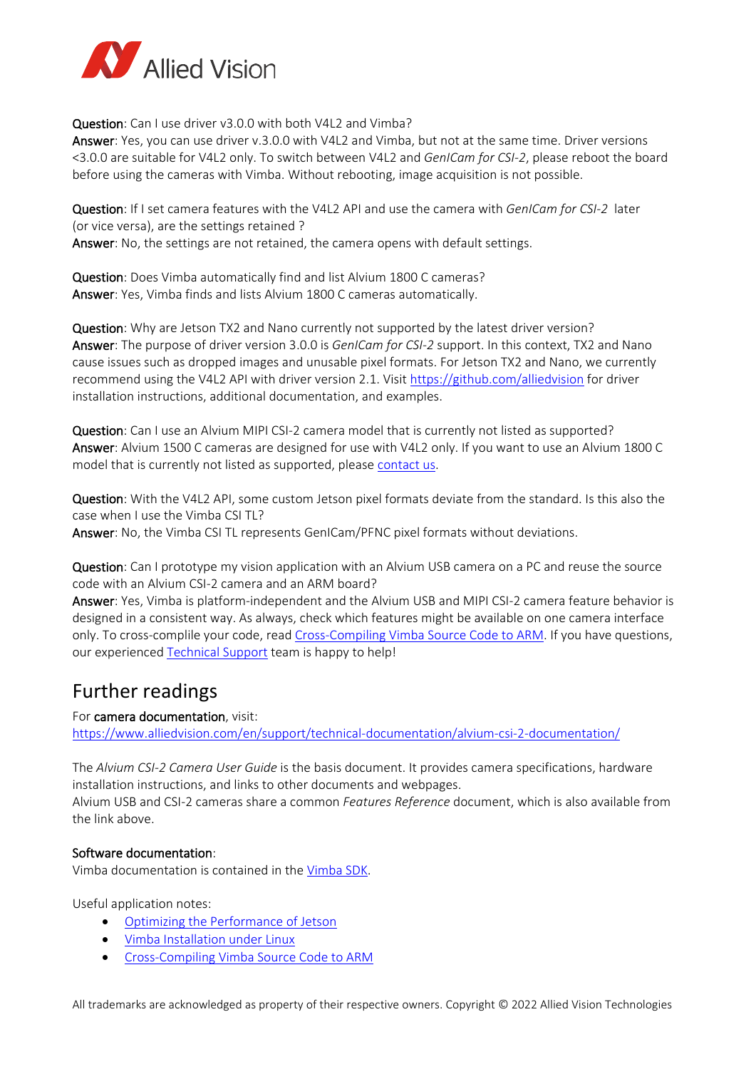**Question**: Can I use driver v3.0.0 with both V4L2 and Vimba?
**Answer**: Yes, you can use driver v.3.0.0 with V4L2 and Vimba, but not at the same time. Driver versions <3.0.0 are suitable for V4L2 only. To switch between V4L2 and *GenICam for CSI-2*, please reboot the board before using the cameras with Vimba. Without rebooting, image acquisition is not possible.

**Question**: If I set camera features with the V4L2 API and use the camera with *GenICam for CSI-2* later (or vice versa), are the settings retained ?
**Answer**: No, the settings are not retained, the camera opens with default settings.

**Question**: Does Vimba automatically find and list Alvium 1800 C cameras?
**Answer**: Yes, Vimba finds and lists Alvium 1800 C cameras automatically.

**Question**: Why are Jetson TX2 and Nano currently not supported by the latest driver version?
**Answer**: The purpose of driver version 3.0.0 is *GenICam for CSI-2* support. In this context, TX2 and Nano cause issues such as dropped images and unusable pixel formats. For Jetson TX2 and Nano, we currently recommend using the V4L2 API with driver version 2.1. Visit [https://github.com/alliedvision](https://github.com/alliedvision) for driver installation instructions, additional documentation, and examples.

**Question**: Can I use an Alvium MIPI CSI-2 camera model that is currently not listed as supported?
**Answer**: Alvium 1500 C cameras are designed for use with V4L2 only. If you want to use an Alvium 1800 C model that is currently not listed as supported, please contact us.

**Question**: With the V4L2 API, some custom Jetson pixel formats deviate from the standard. Is this also the case when I use the Vimba CSI TL?
**Answer**: No, the Vimba CSI TL represents GenICam/PFNC pixel formats without deviations.

**Question**: Can I prototype my vision application with an Alvium USB camera on a PC and reuse the source code with an Alvium CSI-2 camera and an ARM board?
**Answer**: Yes, Vimba is platform-independent and the Alvium USB and MIPI CSI-2 camera feature behavior is designed in a consistent way. As always, check which features might be available on one camera interface only. To cross-complile your code, read Cross-Compiling Vimba Source Code to ARM. If you have questions, our experienced Technical Support team is happy to help!

## Further readings

For **camera documentation**, visit:
[https://www.alliedvision.com/en/support/technical-documentation/alvium-csi-2-documentation/](https://www.alliedvision.com/en/support/technical-documentation/alvium-csi-2-documentation/)

The *Alvium CSI-2 Camera User Guide* is the basis document. It provides camera specifications, hardware installation instructions, and links to other documents and webpages.
Alvium USB and CSI-2 cameras share a common *Features Reference* document, which is also available from the link above.

**Software documentation**:
Vimba documentation is contained in the Vimba SDK.

Useful application notes:

- Optimizing the Performance of Jetson
- Vimba Installation under Linux
- Cross-Compiling Vimba Source Code to ARM

All trademarks are acknowledged as property of their respective owners. Copyright © 2022 Allied Vision Technologies